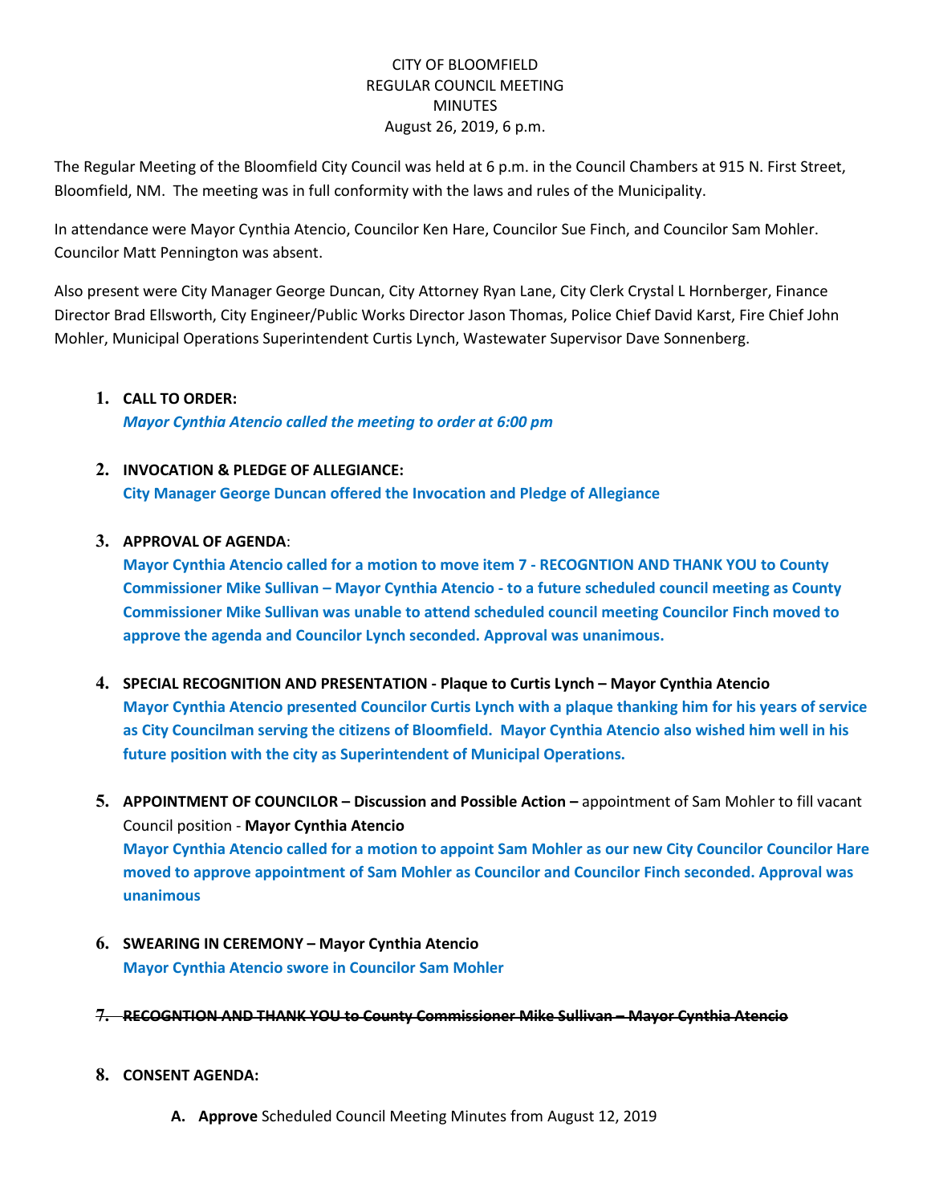CITY OF BLOOMFIELD
REGULAR COUNCIL MEETING
MINUTES
August 26, 2019, 6 p.m.

The Regular Meeting of the Bloomfield City Council was held at 6 p.m. in the Council Chambers at 915 N. First Street, Bloomfield, NM. The meeting was in full conformity with the laws and rules of the Municipality.

In attendance were Mayor Cynthia Atencio, Councilor Ken Hare, Councilor Sue Finch, and Councilor Sam Mohler. Councilor Matt Pennington was absent.

Also present were City Manager George Duncan, City Attorney Ryan Lane, City Clerk Crystal L Hornberger, Finance Director Brad Ellsworth, City Engineer/Public Works Director Jason Thomas, Police Chief David Karst, Fire Chief John Mohler, Municipal Operations Superintendent Curtis Lynch, Wastewater Supervisor Dave Sonnenberg.

1. **CALL TO ORDER:**
   ***Mayor Cynthia Atencio called the meeting to order at 6:00 pm***

2. **INVOCATION & PLEDGE OF ALLEGIANCE:**
   **City Manager George Duncan offered the Invocation and Pledge of Allegiance**

3. **APPROVAL OF AGENDA**:
   **Mayor Cynthia Atencio called for a motion to move item 7 - RECOGNTION AND THANK YOU to County Commissioner Mike Sullivan – Mayor Cynthia Atencio - to a future scheduled council meeting as County Commissioner Mike Sullivan was unable to attend scheduled council meeting Councilor Finch moved to approve the agenda and Councilor Lynch seconded. Approval was unanimous.**

4. **SPECIAL RECOGNITION AND PRESENTATION - Plaque to Curtis Lynch – Mayor Cynthia Atencio**
   **Mayor Cynthia Atencio presented Councilor Curtis Lynch with a plaque thanking him for his years of service as City Councilman serving the citizens of Bloomfield. Mayor Cynthia Atencio also wished him well in his future position with the city as Superintendent of Municipal Operations.**

5. **APPOINTMENT OF COUNCILOR – Discussion and Possible Action –** appointment of Sam Mohler to fill vacant Council position - **Mayor Cynthia Atencio**
   **Mayor Cynthia Atencio called for a motion to appoint Sam Mohler as our new City Councilor Councilor Hare moved to approve appointment of Sam Mohler as Councilor and Councilor Finch seconded. Approval was unanimous**

6. **SWEARING IN CEREMONY – Mayor Cynthia Atencio**
   **Mayor Cynthia Atencio swore in Councilor Sam Mohler**

7. ~~**RECOGNTION AND THANK YOU to County Commissioner Mike Sullivan – Mayor Cynthia Atencio**~~

8. **CONSENT AGENDA:**

   A. **Approve** Scheduled Council Meeting Minutes from August 12, 2019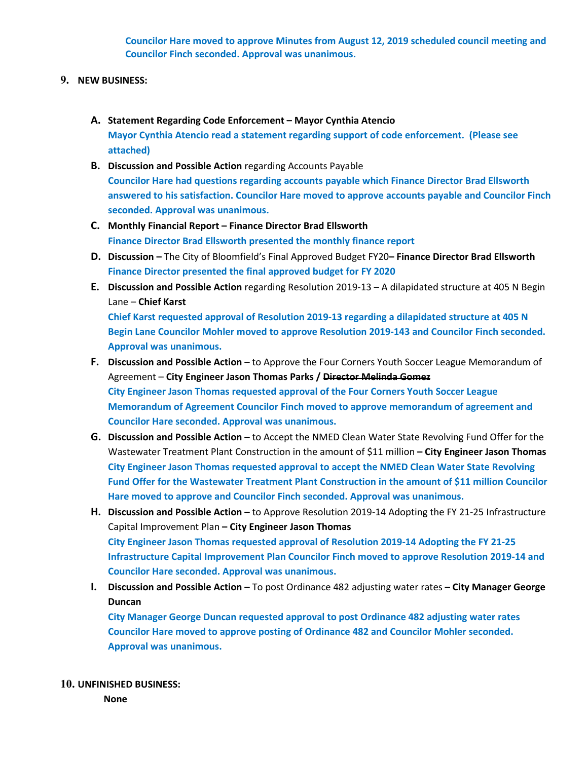**Councilor Hare moved to approve Minutes from August 12, 2019 scheduled council meeting and Councilor Finch seconded. Approval was unanimous.**

**9. NEW BUSINESS:**

**A. Statement Regarding Code Enforcement – Mayor Cynthia Atencio**
**Mayor Cynthia Atencio read a statement regarding support of code enforcement. (Please see attached)**

**B. Discussion and Possible Action** regarding Accounts Payable
**Councilor Hare had questions regarding accounts payable which Finance Director Brad Ellsworth answered to his satisfaction. Councilor Hare moved to approve accounts payable and Councilor Finch seconded. Approval was unanimous.**

**C. Monthly Financial Report – Finance Director Brad Ellsworth**
**Finance Director Brad Ellsworth presented the monthly finance report**

**D. Discussion –** The City of Bloomfield's Final Approved Budget FY20**– Finance Director Brad Ellsworth**
**Finance Director presented the final approved budget for FY 2020**

**E. Discussion and Possible Action** regarding Resolution 2019-13 – A dilapidated structure at 405 N Begin Lane – **Chief Karst**
**Chief Karst requested approval of Resolution 2019-13 regarding a dilapidated structure at 405 N Begin Lane Councilor Mohler moved to approve Resolution 2019-143 and Councilor Finch seconded. Approval was unanimous.**

**F. Discussion and Possible Action** – to Approve the Four Corners Youth Soccer League Memorandum of Agreement – **City Engineer Jason Thomas Parks / ~~Director Melinda Gomez~~**
**City Engineer Jason Thomas requested approval of the Four Corners Youth Soccer League Memorandum of Agreement Councilor Finch moved to approve memorandum of agreement and Councilor Hare seconded. Approval was unanimous.**

**G. Discussion and Possible Action –** to Accept the NMED Clean Water State Revolving Fund Offer for the Wastewater Treatment Plant Construction in the amount of $11 million **– City Engineer Jason Thomas**
**City Engineer Jason Thomas requested approval to accept the NMED Clean Water State Revolving Fund Offer for the Wastewater Treatment Plant Construction in the amount of $11 million Councilor Hare moved to approve and Councilor Finch seconded. Approval was unanimous.**

**H. Discussion and Possible Action –** to Approve Resolution 2019-14 Adopting the FY 21-25 Infrastructure Capital Improvement Plan **– City Engineer Jason Thomas**
**City Engineer Jason Thomas requested approval of Resolution 2019-14 Adopting the FY 21-25 Infrastructure Capital Improvement Plan Councilor Finch moved to approve Resolution 2019-14 and Councilor Hare seconded. Approval was unanimous.**

**I. Discussion and Possible Action –** To post Ordinance 482 adjusting water rates **– City Manager George Duncan**
**City Manager George Duncan requested approval to post Ordinance 482 adjusting water rates Councilor Hare moved to approve posting of Ordinance 482 and Councilor Mohler seconded. Approval was unanimous.**

**10. UNFINISHED BUSINESS:**

**None**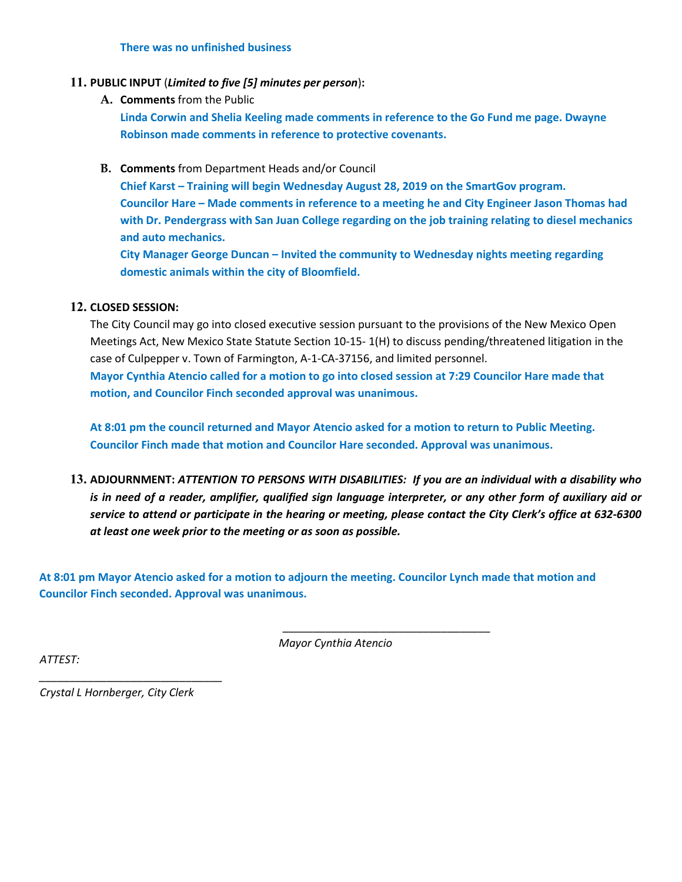**There was no unfinished business**

**11. PUBLIC INPUT** (***Limited to five [5] minutes per person***)**:**

**A. Comments** from the Public

**Linda Corwin and Shelia Keeling made comments in reference to the Go Fund me page. Dwayne Robinson made comments in reference to protective covenants.**

**B. Comments** from Department Heads and/or Council

**Chief Karst – Training will begin Wednesday August 28, 2019 on the SmartGov program.**

**Councilor Hare – Made comments in reference to a meeting he and City Engineer Jason Thomas had with Dr. Pendergrass with San Juan College regarding on the job training relating to diesel mechanics and auto mechanics.**

**City Manager George Duncan – Invited the community to Wednesday nights meeting regarding domestic animals within the city of Bloomfield.**

**12. CLOSED SESSION:**

The City Council may go into closed executive session pursuant to the provisions of the New Mexico Open Meetings Act, New Mexico State Statute Section 10-15- 1(H) to discuss pending/threatened litigation in the case of Culpepper v. Town of Farmington, A-1-CA-37156, and limited personnel.

**Mayor Cynthia Atencio called for a motion to go into closed session at 7:29 Councilor Hare made that motion, and Councilor Finch seconded approval was unanimous.**

**At 8:01 pm the council returned and Mayor Atencio asked for a motion to return to Public Meeting. Councilor Finch made that motion and Councilor Hare seconded. Approval was unanimous.**

**13. ADJOURNMENT:** ***ATTENTION TO PERSONS WITH DISABILITIES: If you are an individual with a disability who is in need of a reader, amplifier, qualified sign language interpreter, or any other form of auxiliary aid or service to attend or participate in the hearing or meeting, please contact the City Clerk's office at 632-6300 at least one week prior to the meeting or as soon as possible.***

**At 8:01 pm Mayor Atencio asked for a motion to adjourn the meeting. Councilor Lynch made that motion and Councilor Finch seconded. Approval was unanimous.**

___________________________________

*Mayor Cynthia Atencio*

*ATTEST:*

______________________________

*Crystal L Hornberger, City Clerk*